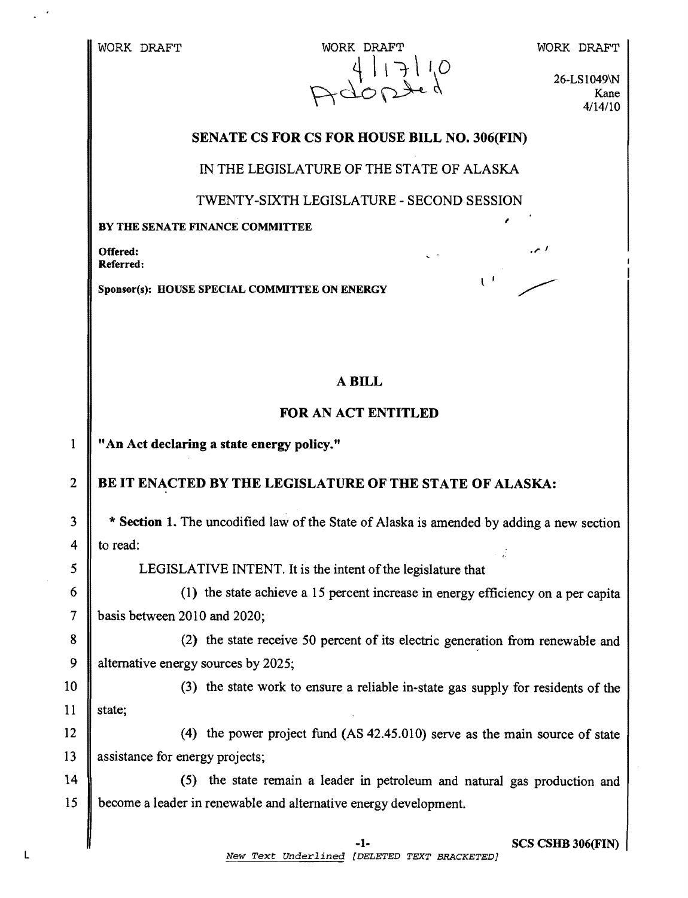WORK DRAFT WORK DRAFT WORK DRAFT

4/17/10
Adopted

26-LS1049\N
Kane
4/14/10

**SENATE CS FOR CS FOR HOUSE BILL NO. 306(FIN)**

IN THE LEGISLATURE OF THE STATE OF ALASKA

TWENTY-SIXTH LEGISLATURE - SECOND SESSION

**BY THE SENATE FINANCE COMMITTEE**

**Offered:**
**Referred:**

**Sponsor(s): HOUSE SPECIAL COMMITTEE ON ENERGY**

**A BILL**

**FOR AN ACT ENTITLED**

**"An Act declaring a state energy policy."**

**BE IT ENACTED BY THE LEGISLATURE OF THE STATE OF ALASKA:**

\* **Section 1.** The uncodified law of the State of Alaska is amended by adding a new section to read:

LEGISLATIVE INTENT. It is the intent of the legislature that

(1) the state achieve a 15 percent increase in energy efficiency on a per capita basis between 2010 and 2020;

(2) the state receive 50 percent of its electric generation from renewable and alternative energy sources by 2025;

(3) the state work to ensure a reliable in-state gas supply for residents of the state;

(4) the power project fund (AS 42.45.010) serve as the main source of state assistance for energy projects;

(5) the state remain a leader in petroleum and natural gas production and become a leader in renewable and alternative energy development.

*New Text Underlined [DELETED TEXT BRACKETED]*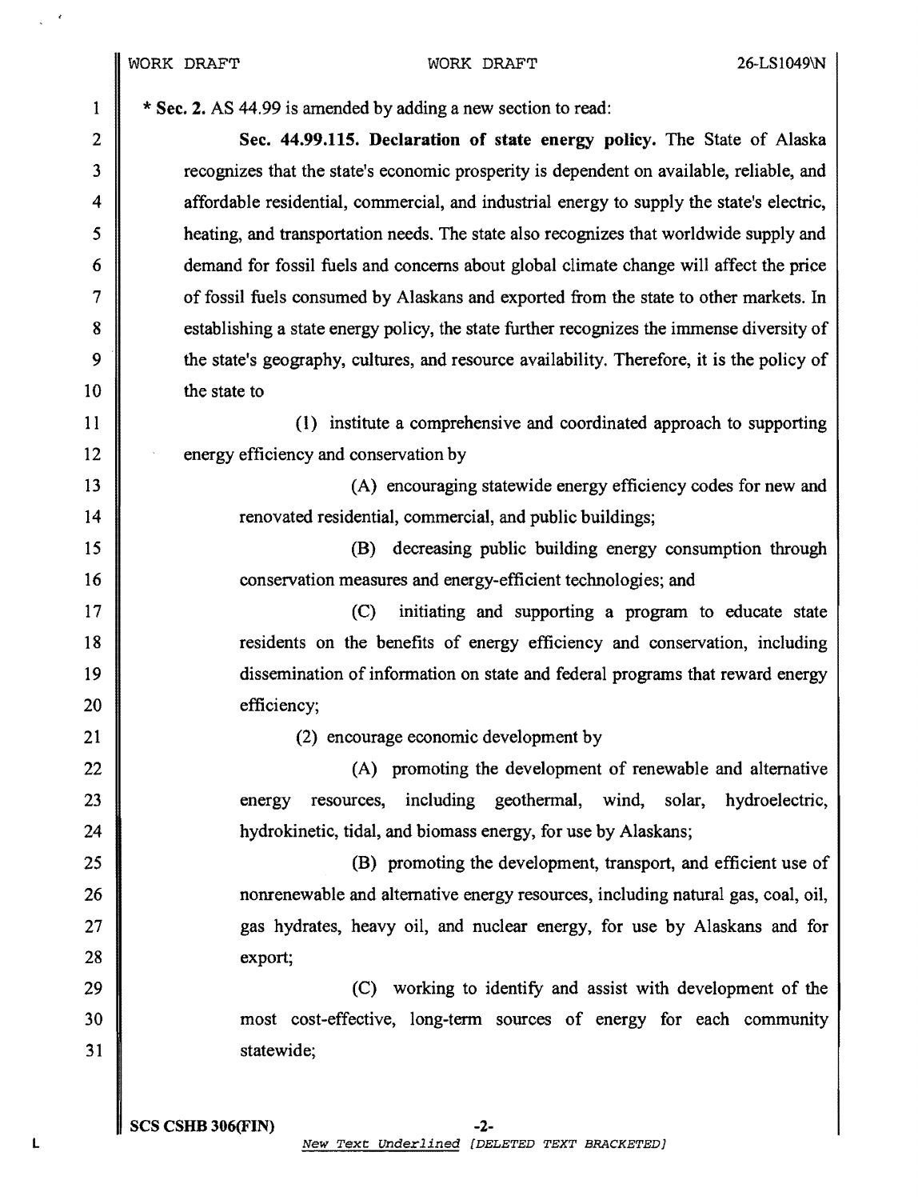\* **Sec. 2.** AS 44.99 is amended by adding a new section to read:

**Sec. 44.99.115. Declaration of state energy policy.** The State of Alaska recognizes that the state's economic prosperity is dependent on available, reliable, and affordable residential, commercial, and industrial energy to supply the state's electric, heating, and transportation needs. The state also recognizes that worldwide supply and demand for fossil fuels and concerns about global climate change will affect the price of fossil fuels consumed by Alaskans and exported from the state to other markets. In establishing a state energy policy, the state further recognizes the immense diversity of the state's geography, cultures, and resource availability. Therefore, it is the policy of the state to

(1) institute a comprehensive and coordinated approach to supporting energy efficiency and conservation by

(A) encouraging statewide energy efficiency codes for new and renovated residential, commercial, and public buildings;

(B) decreasing public building energy consumption through conservation measures and energy-efficient technologies; and

(C) initiating and supporting a program to educate state residents on the benefits of energy efficiency and conservation, including dissemination of information on state and federal programs that reward energy efficiency;

(2) encourage economic development by

(A) promoting the development of renewable and alternative energy resources, including geothermal, wind, solar, hydroelectric, hydrokinetic, tidal, and biomass energy, for use by Alaskans;

(B) promoting the development, transport, and efficient use of nonrenewable and alternative energy resources, including natural gas, coal, oil, gas hydrates, heavy oil, and nuclear energy, for use by Alaskans and for export;

(C) working to identify and assist with development of the most cost-effective, long-term sources of energy for each community statewide;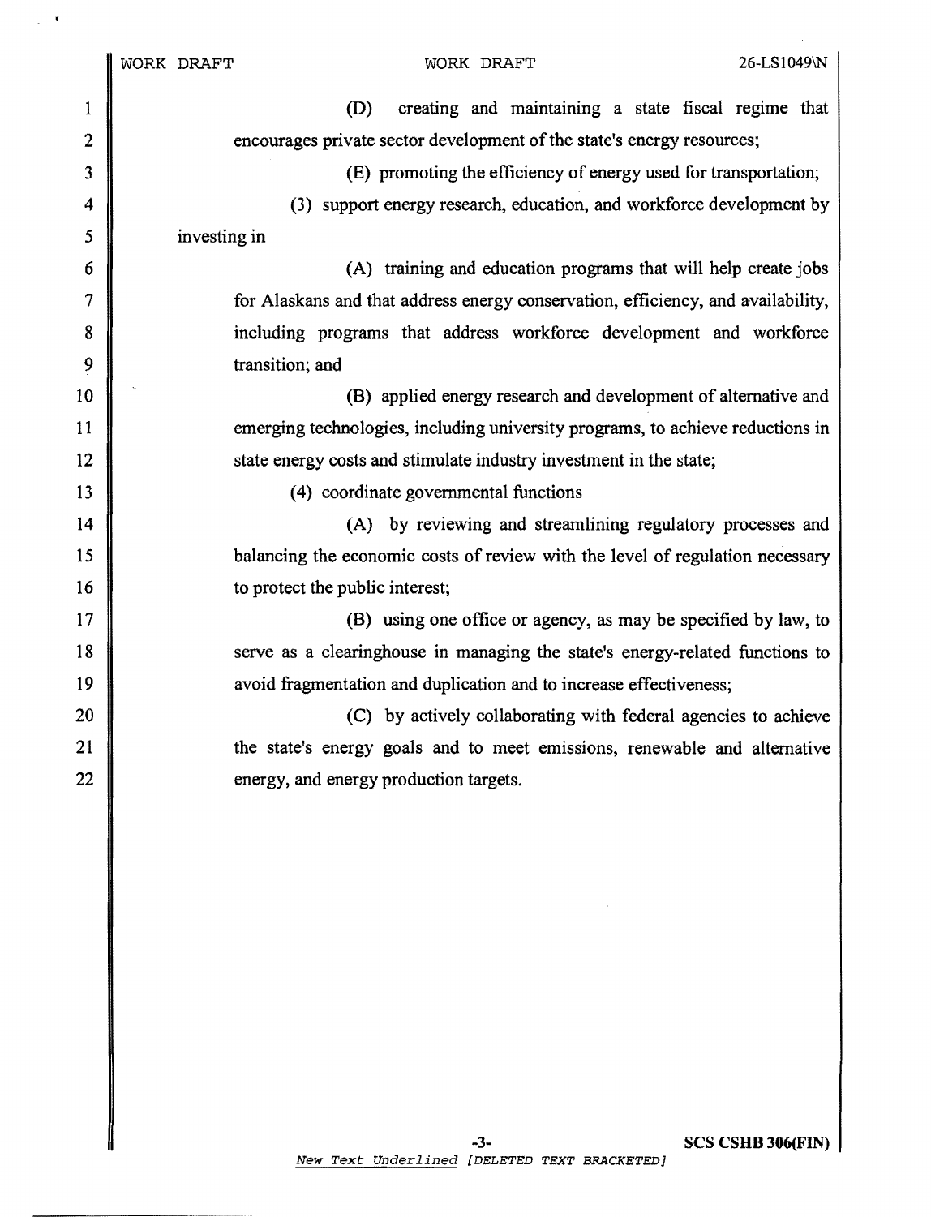(D) creating and maintaining a state fiscal regime that encourages private sector development of the state's energy resources;

(E) promoting the efficiency of energy used for transportation;

(3) support energy research, education, and workforce development by investing in

(A) training and education programs that will help create jobs for Alaskans and that address energy conservation, efficiency, and availability, including programs that address workforce development and workforce transition; and

(B) applied energy research and development of alternative and emerging technologies, including university programs, to achieve reductions in state energy costs and stimulate industry investment in the state;

(4) coordinate governmental functions

(A) by reviewing and streamlining regulatory processes and balancing the economic costs of review with the level of regulation necessary to protect the public interest;

(B) using one office or agency, as may be specified by law, to serve as a clearinghouse in managing the state's energy-related functions to avoid fragmentation and duplication and to increase effectiveness;

(C) by actively collaborating with federal agencies to achieve the state's energy goals and to meet emissions, renewable and alternative energy, and energy production targets.